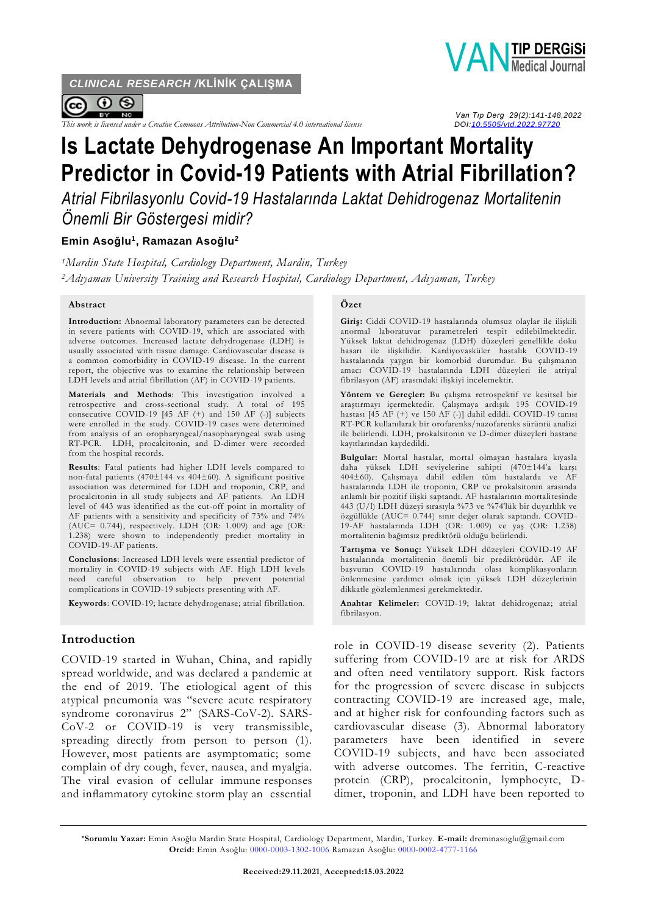CLINICAL RESEARCH /KLİNİK ÇALIŞMA

This work is licensed under a Creative Commons Attribution-Non Commercial 4.0 international license

Van Tıp Derg 29(2):141-148,2022
DOI:10.5505/vtd.2022.97720

# Is Lactate Dehydrogenase An Important Mortality Predictor in Covid-19 Patients with Atrial Fibrillation?

*Atrial Fibrilasyonlu Covid-19 Hastalarında Laktat Dehidrogenaz Mortalitenin Önemli Bir Göstergesi midir?*

**Emin Asoğlu[1], Ramazan Asoğlu[2]**

*[1]Mardin State Hospital, Cardiology Department, Mardin, Turkey*
*[2]Adıyaman University Training and Research Hospital, Cardiology Department, Adıyaman, Turkey*

## Abstract

**Introduction:** Abnormal laboratory parameters can be detected in severe patients with COVID-19, which are associated with adverse outcomes. Increased lactate dehydrogenase (LDH) is usually associated with tissue damage. Cardiovascular disease is a common comorbidity in COVID-19 disease. In the current report, the objective was to examine the relationship between LDH levels and atrial fibrillation (AF) in COVID-19 patients.

**Materials and Methods**: This investigation involved a retrospective and cross-sectional study. A total of 195 consecutive COVID-19 [45 AF (+) and 150 AF (-)] subjects were enrolled in the study. COVID-19 cases were determined from analysis of an oropharyngeal/nasopharyngeal swab using RT-PCR. LDH, procalcitonin, and D-dimer were recorded from the hospital records.

**Results**: Fatal patients had higher LDH levels compared to non-fatal patients (470±144 vs 404±60). A significant positive association was determined for LDH and troponin, CRP, and procalcitonin in all study subjects and AF patients. An LDH level of 443 was identified as the cut-off point in mortality of AF patients with a sensitivity and specificity of 73% and 74% (AUC= 0.744), respectively. LDH (OR: 1.009) and age (OR: 1.238) were shown to independently predict mortality in COVID-19-AF patients.

**Conclusions**: Increased LDH levels were essential predictor of mortality in COVID-19 subjects with AF. High LDH levels need careful observation to help prevent potential complications in COVID-19 subjects presenting with AF.

**Keywords**: COVID-19; lactate dehydrogenase; atrial fibrillation.

## Özet

**Giriş:** Ciddi COVID-19 hastalarında olumsuz olaylar ile ilişkili anormal laboratuvar parametreleri tespit edilebilmektedir. Yüksek laktat dehidrogenaz (LDH) düzeyleri genellikle doku hasarı ile ilişkilidir. Kardiyovasküler hastalık COVID-19 hastalarında yaygın bir komorbid durumdur. Bu çalışmanın amacı COVID-19 hastalarında LDH düzeyleri ile atriyal fibrilasyon (AF) arasındaki ilişkiyi incelemektir.

**Yöntem ve Gereçler:** Bu çalışma retrospektif ve kesitsel bir araştırmayı içermektedir. Çalışmaya ardışık 195 COVID-19 hastası [45 AF (+) ve 150 AF (-)] dahil edildi. COVID-19 tanısı RT-PCR kullanılarak bir orofarenks/nazofarenks sürüntü analizi ile belirlendi. LDH, prokalsitonin ve D-dimer düzeyleri hastane kayıtlarından kaydedildi.

**Bulgular:** Mortal hastalar, mortal olmayan hastalara kıyasla daha yüksek LDH seviyelerine sahipti (470±144'a karşı 404±60). Çalışmaya dahil edilen tüm hastalarda ve AF hastalarında LDH ile troponin, CRP ve prokalsitonin arasında anlamlı bir pozitif ilişki saptandı. AF hastalarının mortalitesinde 443 (U/l) LDH düzeyi sırasıyla %73 ve %74'lük bir duyarlılık ve özgüllükle (AUC= 0.744) sınır değer olarak saptandı. COVID-19-AF hastalarında LDH (OR: 1.009) ve yaş (OR: 1.238) mortalitenin bağımsız prediktörü olduğu belirlendi.

**Tartışma ve Sonuç:** Yüksek LDH düzeyleri COVID-19 AF hastalarında mortalitenin önemli bir prediktörüdür. AF ile başvuran COVID-19 hastalarında olası komplikasyonların önlenmesine yardımcı olmak için yüksek LDH düzeylerinin dikkatle gözlemlenmesi gerekmektedir.

**Anahtar Kelimeler:** COVID-19; laktat dehidrogenaz; atrial fibrilasyon.

## Introduction

COVID-19 started in Wuhan, China, and rapidly spread worldwide, and was declared a pandemic at the end of 2019. The etiological agent of this atypical pneumonia was "severe acute respiratory syndrome coronavirus 2" (SARS-CoV-2). SARS-CoV-2 or COVID-19 is very transmissible, spreading directly from person to person (1). However, most patients are asymptomatic; some complain of dry cough, fever, nausea, and myalgia. The viral evasion of cellular immune responses and inflammatory cytokine storm play an essential role in COVID-19 disease severity (2). Patients suffering from COVID-19 are at risk for ARDS and often need ventilatory support. Risk factors for the progression of severe disease in subjects contracting COVID-19 are increased age, male, and at higher risk for confounding factors such as cardiovascular disease (3). Abnormal laboratory parameters have been identified in severe COVID-19 subjects, and have been associated with adverse outcomes. The ferritin, C-reactive protein (CRP), procalcitonin, lymphocyte, D-dimer, troponin, and LDH have been reported to

---

***Sorumlu Yazar:** Emin Asoğlu Mardin State Hospital, Cardiology Department, Mardin, Turkey. **E-mail:** dreminasoglu@gmail.com
**Orcid:** Emin Asoğlu: 0000-0003-1302-1006 Ramazan Asoğlu: 0000-0002-4777-1166

**Received:29.11.2021, Accepted:15.03.2022**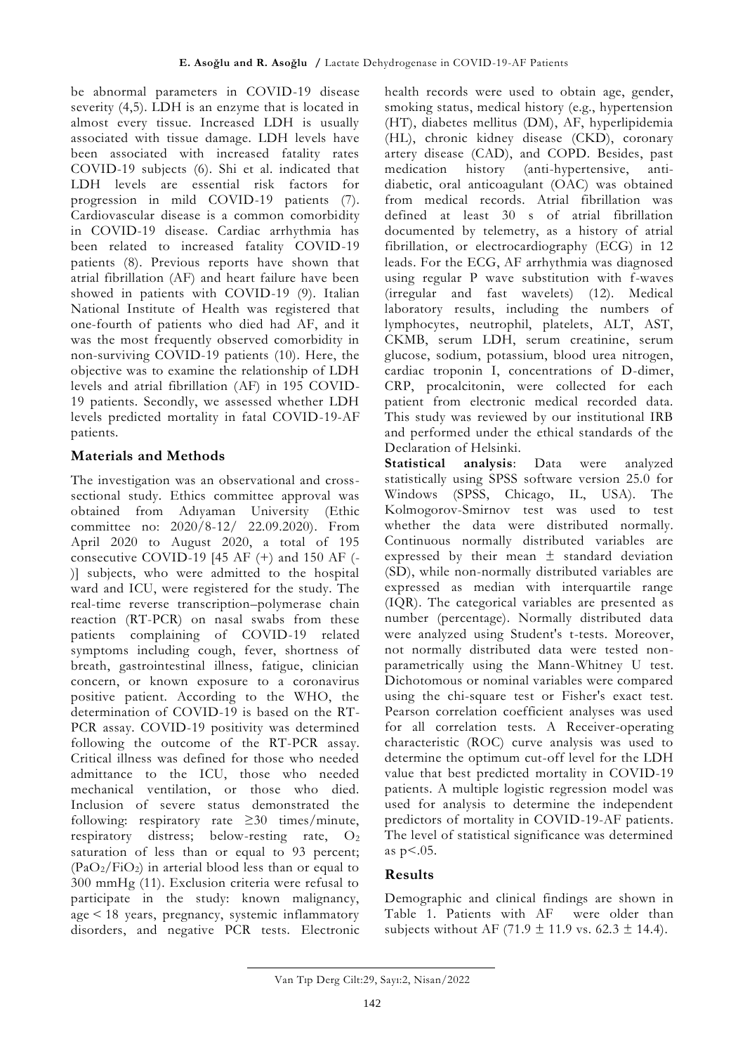be abnormal parameters in COVID-19 disease severity (4,5). LDH is an enzyme that is located in almost every tissue. Increased LDH is usually associated with tissue damage. LDH levels have been associated with increased fatality rates COVID-19 subjects (6). Shi et al. indicated that LDH levels are essential risk factors for progression in mild COVID-19 patients (7). Cardiovascular disease is a common comorbidity in COVID-19 disease. Cardiac arrhythmia has been related to increased fatality COVID-19 patients (8). Previous reports have shown that atrial fibrillation (AF) and heart failure have been showed in patients with COVID-19 (9). Italian National Institute of Health was registered that one-fourth of patients who died had AF, and it was the most frequently observed comorbidity in non-surviving COVID-19 patients (10). Here, the objective was to examine the relationship of LDH levels and atrial fibrillation (AF) in 195 COVID-19 patients. Secondly, we assessed whether LDH levels predicted mortality in fatal COVID-19-AF patients.

## Materials and Methods

The investigation was an observational and cross-sectional study. Ethics committee approval was obtained from Adıyaman University (Ethic committee no: 2020/8-12/ 22.09.2020). From April 2020 to August 2020, a total of 195 consecutive COVID-19 [45 AF (+) and 150 AF (-)] subjects, who were admitted to the hospital ward and ICU, were registered for the study. The real-time reverse transcription–polymerase chain reaction (RT-PCR) on nasal swabs from these patients complaining of COVID-19 related symptoms including cough, fever, shortness of breath, gastrointestinal illness, fatigue, clinician concern, or known exposure to a coronavirus positive patient. According to the WHO, the determination of COVID-19 is based on the RT-PCR assay. COVID-19 positivity was determined following the outcome of the RT-PCR assay. Critical illness was defined for those who needed admittance to the ICU, those who needed mechanical ventilation, or those who died. Inclusion of severe status demonstrated the following: respiratory rate ≥30 times/minute, respiratory distress; below-resting rate, $O_2$ saturation of less than or equal to 93 percent; ($PaO_2/FiO_2$) in arterial blood less than or equal to 300 mmHg (11). Exclusion criteria were refusal to participate in the study: known malignancy, age < 18 years, pregnancy, systemic inflammatory disorders, and negative PCR tests. Electronic health records were used to obtain age, gender, smoking status, medical history (e.g., hypertension (HT), diabetes mellitus (DM), AF, hyperlipidemia (HL), chronic kidney disease (CKD), coronary artery disease (CAD), and COPD. Besides, past medication history (anti-hypertensive, anti-diabetic, oral anticoagulant (OAC) was obtained from medical records. Atrial fibrillation was defined at least 30 s of atrial fibrillation documented by telemetry, as a history of atrial fibrillation, or electrocardiography (ECG) in 12 leads. For the ECG, AF arrhythmia was diagnosed using regular P wave substitution with f-waves (irregular and fast wavelets) (12). Medical laboratory results, including the numbers of lymphocytes, neutrophil, platelets, ALT, AST, CKMB, serum LDH, serum creatinine, serum glucose, sodium, potassium, blood urea nitrogen, cardiac troponin I, concentrations of D-dimer, CRP, procalcitonin, were collected for each patient from electronic medical recorded data. This study was reviewed by our institutional IRB and performed under the ethical standards of the Declaration of Helsinki.

**Statistical analysis**: Data were analyzed statistically using SPSS software version 25.0 for Windows (SPSS, Chicago, IL, USA). The Kolmogorov-Smirnov test was used to test whether the data were distributed normally. Continuous normally distributed variables are expressed by their mean ± standard deviation (SD), while non-normally distributed variables are expressed as median with interquartile range (IQR). The categorical variables are presented as number (percentage). Normally distributed data were analyzed using Student's t-tests. Moreover, not normally distributed data were tested non-parametrically using the Mann-Whitney U test. Dichotomous or nominal variables were compared using the chi-square test or Fisher's exact test. Pearson correlation coefficient analyses was used for all correlation tests. A Receiver-operating characteristic (ROC) curve analysis was used to determine the optimum cut-off level for the LDH value that best predicted mortality in COVID-19 patients. A multiple logistic regression model was used for analysis to determine the independent predictors of mortality in COVID-19-AF patients. The level of statistical significance was determined as $p<.05$.

## Results

Demographic and clinical findings are shown in Table 1. Patients with AF were older than subjects without AF (71.9 ± 11.9 vs. 62.3 ± 14.4).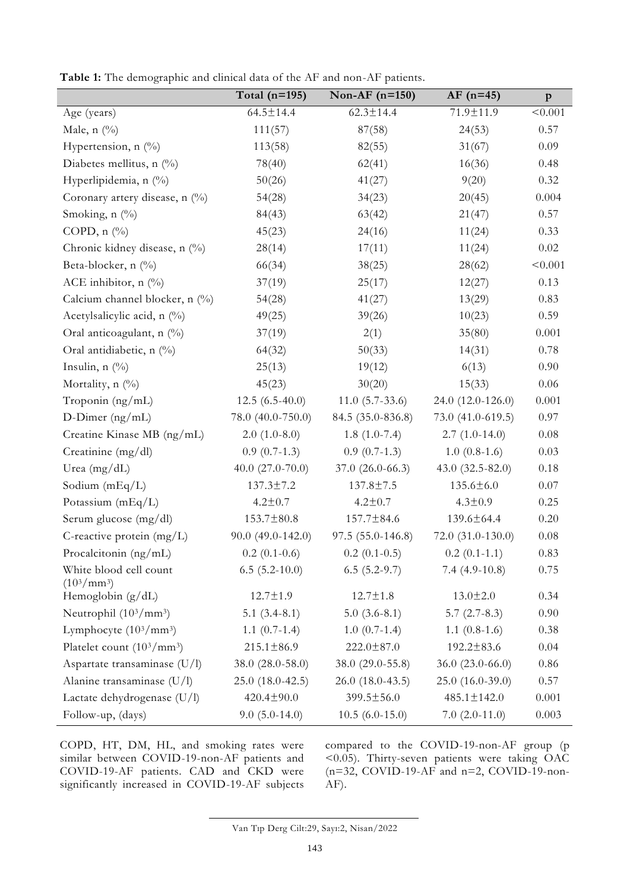**Table 1:** The demographic and clinical data of the AF and non-AF patients.

| | Total (n=195) | Non-AF (n=150) | AF (n=45) | p |
|---|---|---|---|---|
| Age (years) | 64.5±14.4 | 62.3±14.4 | 71.9±11.9 | <0.001 |
| Male, n (%) | 111(57) | 87(58) | 24(53) | 0.57 |
| Hypertension, n (%) | 113(58) | 82(55) | 31(67) | 0.09 |
| Diabetes mellitus, n (%) | 78(40) | 62(41) | 16(36) | 0.48 |
| Hyperlipidemia, n (%) | 50(26) | 41(27) | 9(20) | 0.32 |
| Coronary artery disease, n (%) | 54(28) | 34(23) | 20(45) | 0.004 |
| Smoking, n (%) | 84(43) | 63(42) | 21(47) | 0.57 |
| COPD, n (%) | 45(23) | 24(16) | 11(24) | 0.33 |
| Chronic kidney disease, n (%) | 28(14) | 17(11) | 11(24) | 0.02 |
| Beta-blocker, n (%) | 66(34) | 38(25) | 28(62) | <0.001 |
| ACE inhibitor, n (%) | 37(19) | 25(17) | 12(27) | 0.13 |
| Calcium channel blocker, n (%) | 54(28) | 41(27) | 13(29) | 0.83 |
| Acetylsalicylic acid, n (%) | 49(25) | 39(26) | 10(23) | 0.59 |
| Oral anticoagulant, n (%) | 37(19) | 2(1) | 35(80) | 0.001 |
| Oral antidiabetic, n (%) | 64(32) | 50(33) | 14(31) | 0.78 |
| Insulin, n (%) | 25(13) | 19(12) | 6(13) | 0.90 |
| Mortality, n (%) | 45(23) | 30(20) | 15(33) | 0.06 |
| Troponin (ng/mL) | 12.5 (6.5-40.0) | 11.0 (5.7-33.6) | 24.0 (12.0-126.0) | 0.001 |
| D-Dimer (ng/mL) | 78.0 (40.0-750.0) | 84.5 (35.0-836.8) | 73.0 (41.0-619.5) | 0.97 |
| Creatine Kinase MB (ng/mL) | 2.0 (1.0-8.0) | 1.8 (1.0-7.4) | 2.7 (1.0-14.0) | 0.08 |
| Creatinine (mg/dl) | 0.9 (0.7-1.3) | 0.9 (0.7-1.3) | 1.0 (0.8-1.6) | 0.03 |
| Urea (mg/dL) | 40.0 (27.0-70.0) | 37.0 (26.0-66.3) | 43.0 (32.5-82.0) | 0.18 |
| Sodium (mEq/L) | 137.3±7.2 | 137.8±7.5 | 135.6±6.0 | 0.07 |
| Potassium (mEq/L) | 4.2±0.7 | 4.2±0.7 | 4.3±0.9 | 0.25 |
| Serum glucose (mg/dl) | 153.7±80.8 | 157.7±84.6 | 139.6±64.4 | 0.20 |
| C-reactive protein (mg/L) | 90.0 (49.0-142.0) | 97.5 (55.0-146.8) | 72.0 (31.0-130.0) | 0.08 |
| Procalcitonin (ng/mL) | 0.2 (0.1-0.6) | 0.2 (0.1-0.5) | 0.2 (0.1-1.1) | 0.83 |
| White blood cell count ($10^3/mm^3$) | 6.5 (5.2-10.0) | 6.5 (5.2-9.7) | 7.4 (4.9-10.8) | 0.75 |
| Hemoglobin (g/dL) | 12.7±1.9 | 12.7±1.8 | 13.0±2.0 | 0.34 |
| Neutrophil ($10^3/mm^3$) | 5.1 (3.4-8.1) | 5.0 (3.6-8.1) | 5.7 (2.7-8.3) | 0.90 |
| Lymphocyte ($10^3/mm^3$) | 1.1 (0.7-1.4) | 1.0 (0.7-1.4) | 1.1 (0.8-1.6) | 0.38 |
| Platelet count ($10^3/mm^3$) | 215.1±86.9 | 222.0±87.0 | 192.2±83.6 | 0.04 |
| Aspartate transaminase (U/l) | 38.0 (28.0-58.0) | 38.0 (29.0-55.8) | 36.0 (23.0-66.0) | 0.86 |
| Alanine transaminase (U/l) | 25.0 (18.0-42.5) | 26.0 (18.0-43.5) | 25.0 (16.0-39.0) | 0.57 |
| Lactate dehydrogenase (U/l) | 420.4±90.0 | 399.5±56.0 | 485.1±142.0 | 0.001 |
| Follow-up, (days) | 9.0 (5.0-14.0) | 10.5 (6.0-15.0) | 7.0 (2.0-11.0) | 0.003 |

COPD, HT, DM, HL, and smoking rates were similar between COVID-19-non-AF patients and COVID-19-AF patients. CAD and CKD were significantly increased in COVID-19-AF subjects compared to the COVID-19-non-AF group ($p < 0.05$). Thirty-seven patients were taking OAC (n=32, COVID-19-AF and n=2, COVID-19-non-AF).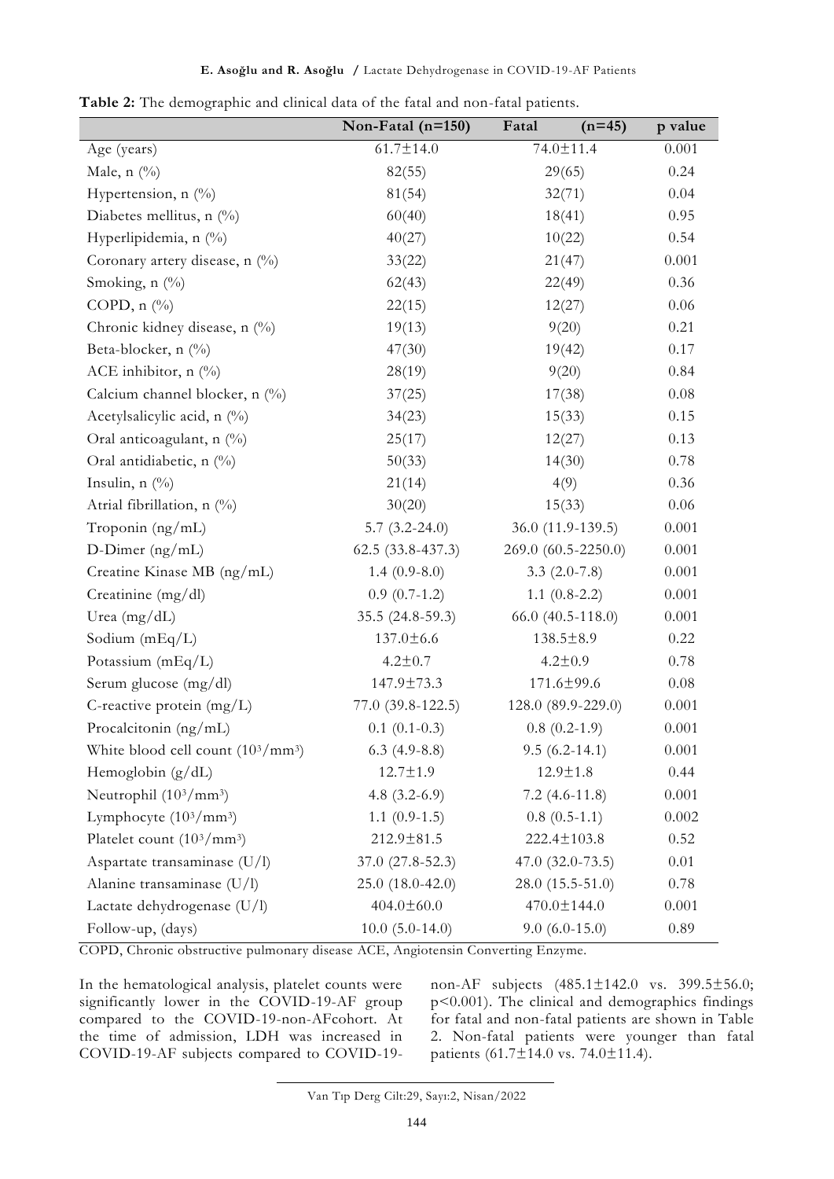**Table 2:** The demographic and clinical data of the fatal and non-fatal patients.

| | Non-Fatal (n=150) | Fatal (n=45) | p value |
|---|---|---|---|
| Age (years) | 61.7±14.0 | 74.0±11.4 | 0.001 |
| Male, n (%) | 82(55) | 29(65) | 0.24 |
| Hypertension, n (%) | 81(54) | 32(71) | 0.04 |
| Diabetes mellitus, n (%) | 60(40) | 18(41) | 0.95 |
| Hyperlipidemia, n (%) | 40(27) | 10(22) | 0.54 |
| Coronary artery disease, n (%) | 33(22) | 21(47) | 0.001 |
| Smoking, n (%) | 62(43) | 22(49) | 0.36 |
| COPD, n (%) | 22(15) | 12(27) | 0.06 |
| Chronic kidney disease, n (%) | 19(13) | 9(20) | 0.21 |
| Beta-blocker, n (%) | 47(30) | 19(42) | 0.17 |
| ACE inhibitor, n (%) | 28(19) | 9(20) | 0.84 |
| Calcium channel blocker, n (%) | 37(25) | 17(38) | 0.08 |
| Acetylsalicylic acid, n (%) | 34(23) | 15(33) | 0.15 |
| Oral anticoagulant, n (%) | 25(17) | 12(27) | 0.13 |
| Oral antidiabetic, n (%) | 50(33) | 14(30) | 0.78 |
| Insulin, n (%) | 21(14) | 4(9) | 0.36 |
| Atrial fibrillation, n (%) | 30(20) | 15(33) | 0.06 |
| Troponin (ng/mL) | 5.7 (3.2-24.0) | 36.0 (11.9-139.5) | 0.001 |
| D-Dimer (ng/mL) | 62.5 (33.8-437.3) | 269.0 (60.5-2250.0) | 0.001 |
| Creatine Kinase MB (ng/mL) | 1.4 (0.9-8.0) | 3.3 (2.0-7.8) | 0.001 |
| Creatinine (mg/dl) | 0.9 (0.7-1.2) | 1.1 (0.8-2.2) | 0.001 |
| Urea (mg/dL) | 35.5 (24.8-59.3) | 66.0 (40.5-118.0) | 0.001 |
| Sodium (mEq/L) | 137.0±6.6 | 138.5±8.9 | 0.22 |
| Potassium (mEq/L) | 4.2±0.7 | 4.2±0.9 | 0.78 |
| Serum glucose (mg/dl) | 147.9±73.3 | 171.6±99.6 | 0.08 |
| C-reactive protein (mg/L) | 77.0 (39.8-122.5) | 128.0 (89.9-229.0) | 0.001 |
| Procalcitonin (ng/mL) | 0.1 (0.1-0.3) | 0.8 (0.2-1.9) | 0.001 |
| White blood cell count ($10^3$/mm$^3$) | 6.3 (4.9-8.8) | 9.5 (6.2-14.1) | 0.001 |
| Hemoglobin (g/dL) | 12.7±1.9 | 12.9±1.8 | 0.44 |
| Neutrophil ($10^3$/mm$^3$) | 4.8 (3.2-6.9) | 7.2 (4.6-11.8) | 0.001 |
| Lymphocyte ($10^3$/mm$^3$) | 1.1 (0.9-1.5) | 0.8 (0.5-1.1) | 0.002 |
| Platelet count ($10^3$/mm$^3$) | 212.9±81.5 | 222.4±103.8 | 0.52 |
| Aspartate transaminase (U/l) | 37.0 (27.8-52.3) | 47.0 (32.0-73.5) | 0.01 |
| Alanine transaminase (U/l) | 25.0 (18.0-42.0) | 28.0 (15.5-51.0) | 0.78 |
| Lactate dehydrogenase (U/l) | 404.0±60.0 | 470.0±144.0 | 0.001 |
| Follow-up, (days) | 10.0 (5.0-14.0) | 9.0 (6.0-15.0) | 0.89 |

COPD, Chronic obstructive pulmonary disease ACE, Angiotensin Converting Enzyme.

In the hematological analysis, platelet counts were significantly lower in the COVID-19-AF group compared to the COVID-19-non-AFcohort. At the time of admission, LDH was increased in COVID-19-AF subjects compared to COVID-19-non-AF subjects (485.1±142.0 vs. 399.5±56.0; $p<0.001$). The clinical and demographics findings for fatal and non-fatal patients are shown in Table 2. Non-fatal patients were younger than fatal patients (61.7±14.0 vs. 74.0±11.4).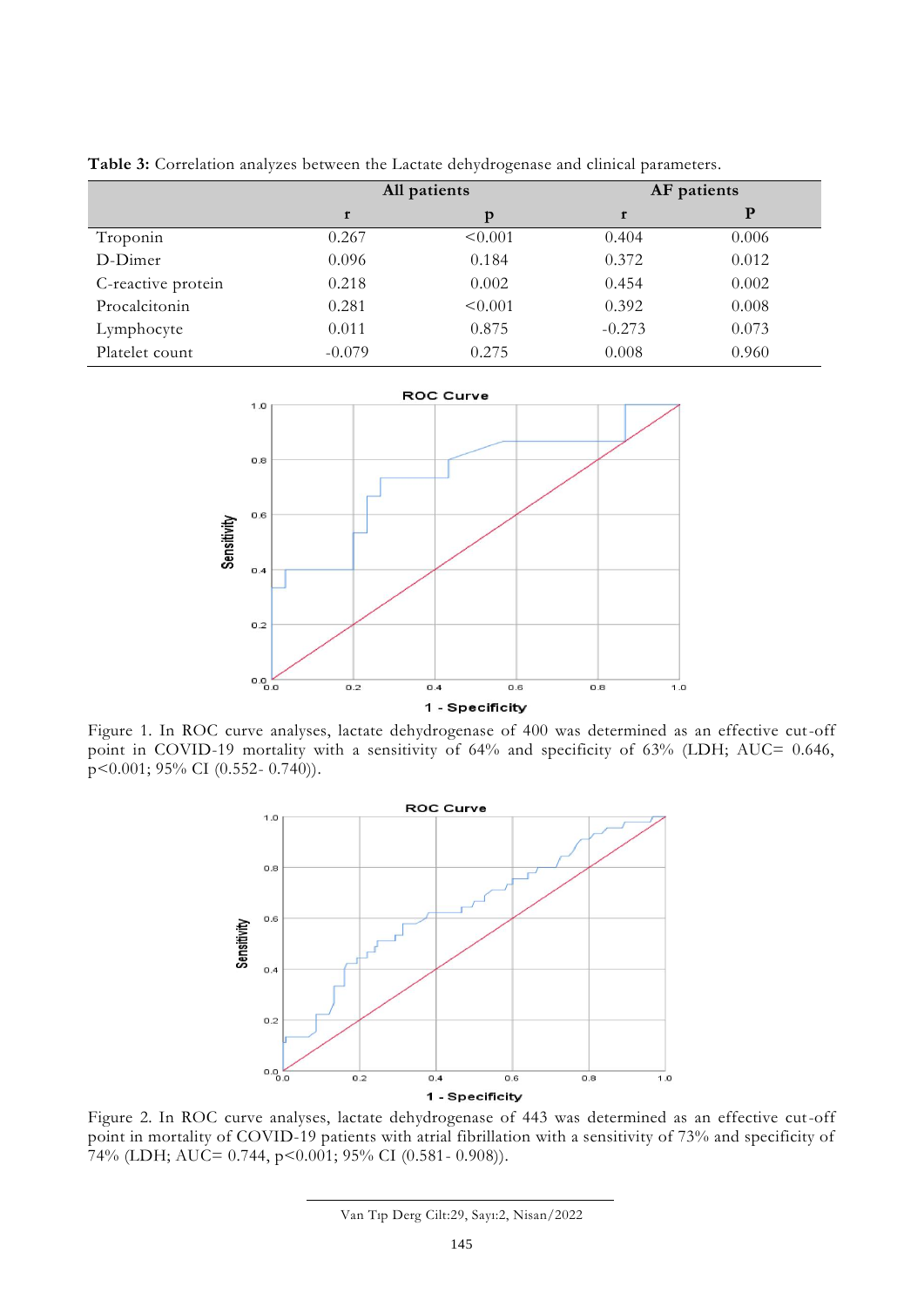**Table 3:** Correlation analyzes between the Lactate dehydrogenase and clinical parameters.

| | All patients | | AF patients | |
|---|---|---|---|---|
| | r | p | r | P |
| Troponin | 0.267 | <0.001 | 0.404 | 0.006 |
| D-Dimer | 0.096 | 0.184 | 0.372 | 0.012 |
| C-reactive protein | 0.218 | 0.002 | 0.454 | 0.002 |
| Procalcitonin | 0.281 | <0.001 | 0.392 | 0.008 |
| Lymphocyte | 0.011 | 0.875 | -0.273 | 0.073 |
| Platelet count | -0.079 | 0.275 | 0.008 | 0.960 |

Figure 1. In ROC curve analyses, lactate dehydrogenase of 400 was determined as an effective cut-off point in COVID-19 mortality with a sensitivity of 64% and specificity of 63% (LDH; AUC= 0.646, p<0.001; 95% CI (0.552- 0.740)).

Figure 2. In ROC curve analyses, lactate dehydrogenase of 443 was determined as an effective cut-off point in mortality of COVID-19 patients with atrial fibrillation with a sensitivity of 73% and specificity of 74% (LDH; AUC= 0.744, p<0.001; 95% CI (0.581- 0.908)).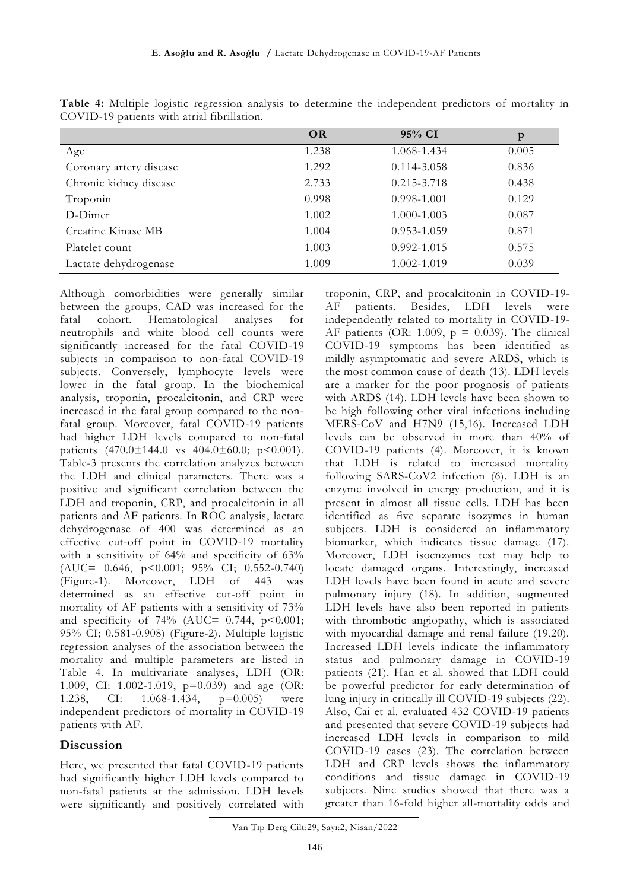**Table 4:** Multiple logistic regression analysis to determine the independent predictors of mortality in COVID-19 patients with atrial fibrillation.

| | OR | 95% CI | p |
|---|---|---|---|
| Age | 1.238 | 1.068-1.434 | 0.005 |
| Coronary artery disease | 1.292 | 0.114-3.058 | 0.836 |
| Chronic kidney disease | 2.733 | 0.215-3.718 | 0.438 |
| Troponin | 0.998 | 0.998-1.001 | 0.129 |
| D-Dimer | 1.002 | 1.000-1.003 | 0.087 |
| Creatine Kinase MB | 1.004 | 0.953-1.059 | 0.871 |
| Platelet count | 1.003 | 0.992-1.015 | 0.575 |
| Lactate dehydrogenase | 1.009 | 1.002-1.019 | 0.039 |

Although comorbidities were generally similar between the groups, CAD was increased for the fatal cohort. Hematological analyses for neutrophils and white blood cell counts were significantly increased for the fatal COVID-19 subjects in comparison to non-fatal COVID-19 subjects. Conversely, lymphocyte levels were lower in the fatal group. In the biochemical analysis, troponin, procalcitonin, and CRP were increased in the fatal group compared to the non-fatal group. Moreover, fatal COVID-19 patients had higher LDH levels compared to non-fatal patients (470.0±144.0 vs 404.0±60.0; p<0.001). Table-3 presents the correlation analyzes between the LDH and clinical parameters. There was a positive and significant correlation between the LDH and troponin, CRP, and procalcitonin in all patients and AF patients. In ROC analysis, lactate dehydrogenase of 400 was determined as an effective cut-off point in COVID-19 mortality with a sensitivity of 64% and specificity of 63% (AUC= 0.646, p<0.001; 95% CI; 0.552-0.740) (Figure-1). Moreover, LDH of 443 was determined as an effective cut-off point in mortality of AF patients with a sensitivity of 73% and specificity of 74% (AUC= 0.744, p<0.001; 95% CI; 0.581-0.908) (Figure-2). Multiple logistic regression analyses of the association between the mortality and multiple parameters are listed in Table 4. In multivariate analyses, LDH (OR: 1.009, CI: 1.002-1.019, p=0.039) and age (OR: 1.238, CI: 1.068-1.434, p=0.005) were independent predictors of mortality in COVID-19 patients with AF.

## Discussion

Here, we presented that fatal COVID-19 patients had significantly higher LDH levels compared to non-fatal patients at the admission. LDH levels were significantly and positively correlated with troponin, CRP, and procalcitonin in COVID-19-AF patients. Besides, LDH levels were independently related to mortality in COVID-19-AF patients (OR: 1.009, p = 0.039). The clinical COVID-19 symptoms has been identified as mildly asymptomatic and severe ARDS, which is the most common cause of death (13). LDH levels are a marker for the poor prognosis of patients with ARDS (14). LDH levels have been shown to be high following other viral infections including MERS-CoV and H7N9 (15,16). Increased LDH levels can be observed in more than 40% of COVID-19 patients (4). Moreover, it is known that LDH is related to increased mortality following SARS-CoV2 infection (6). LDH is an enzyme involved in energy production, and it is present in almost all tissue cells. LDH has been identified as five separate isozymes in human subjects. LDH is considered an inflammatory biomarker, which indicates tissue damage (17). Moreover, LDH isoenzymes test may help to locate damaged organs. Interestingly, increased LDH levels have been found in acute and severe pulmonary injury (18). In addition, augmented LDH levels have also been reported in patients with thrombotic angiopathy, which is associated with myocardial damage and renal failure (19,20). Increased LDH levels indicate the inflammatory status and pulmonary damage in COVID-19 patients (21). Han et al. showed that LDH could be powerful predictor for early determination of lung injury in critically ill COVID-19 subjects (22). Also, Cai et al. evaluated 432 COVID-19 patients and presented that severe COVID-19 subjects had increased LDH levels in comparison to mild COVID-19 cases (23). The correlation between LDH and CRP levels shows the inflammatory conditions and tissue damage in COVID-19 subjects. Nine studies showed that there was a greater than 16-fold higher all-mortality odds and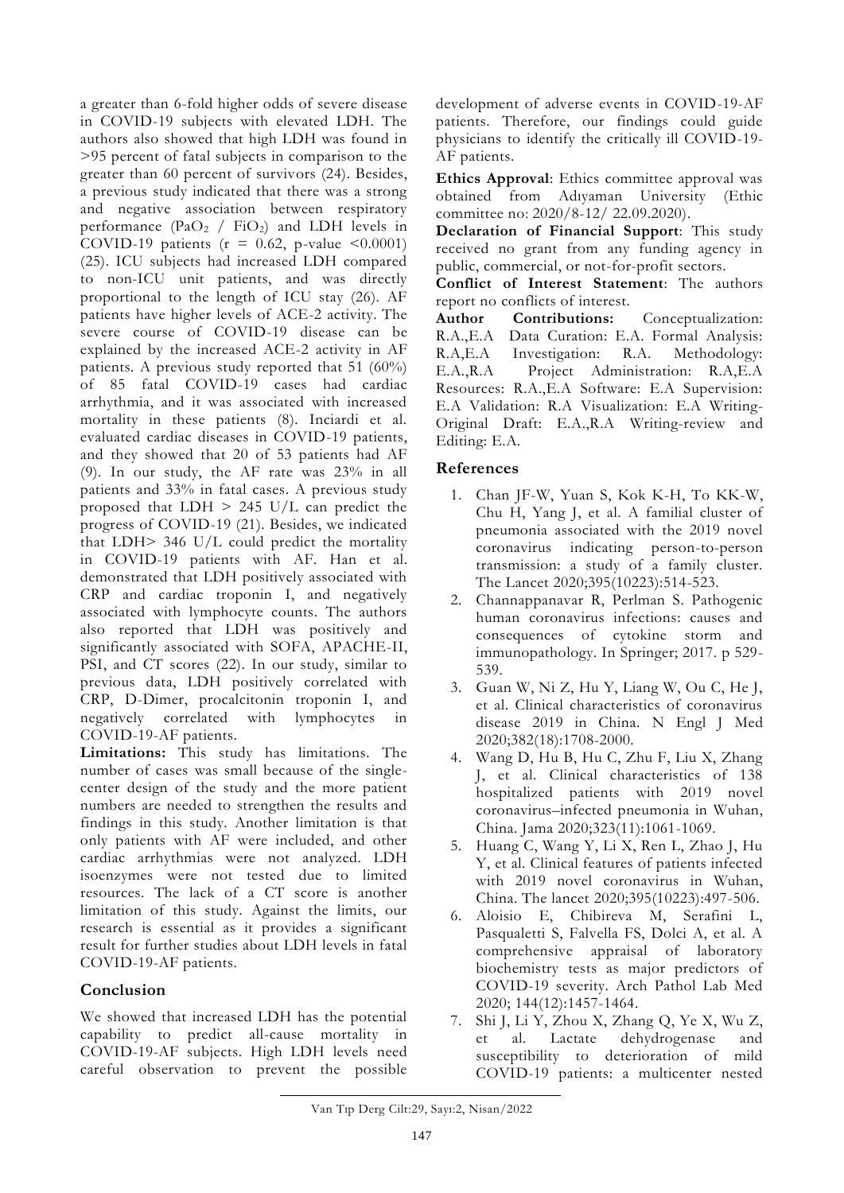a greater than 6-fold higher odds of severe disease in COVID-19 subjects with elevated LDH. The authors also showed that high LDH was found in >95 percent of fatal subjects in comparison to the greater than 60 percent of survivors (24). Besides, a previous study indicated that there was a strong and negative association between respiratory performance ($PaO_2$ / $FiO_2$) and LDH levels in COVID-19 patients ($r = 0.62$, p-value $<0.0001$) (25). ICU subjects had increased LDH compared to non-ICU unit patients, and was directly proportional to the length of ICU stay (26). AF patients have higher levels of ACE-2 activity. The severe course of COVID-19 disease can be explained by the increased ACE-2 activity in AF patients. A previous study reported that 51 (60%) of 85 fatal COVID-19 cases had cardiac arrhythmia, and it was associated with increased mortality in these patients (8). Inciardi et al. evaluated cardiac diseases in COVID-19 patients, and they showed that 20 of 53 patients had AF (9). In our study, the AF rate was 23% in all patients and 33% in fatal cases. A previous study proposed that LDH > 245 U/L can predict the progress of COVID-19 (21). Besides, we indicated that LDH> 346 U/L could predict the mortality in COVID-19 patients with AF. Han et al. demonstrated that LDH positively associated with CRP and cardiac troponin I, and negatively associated with lymphocyte counts. The authors also reported that LDH was positively and significantly associated with SOFA, APACHE-II, PSI, and CT scores (22). In our study, similar to previous data, LDH positively correlated with CRP, D-Dimer, procalcitonin troponin I, and negatively correlated with lymphocytes in COVID-19-AF patients.

**Limitations:** This study has limitations. The number of cases was small because of the single-center design of the study and the more patient numbers are needed to strengthen the results and findings in this study. Another limitation is that only patients with AF were included, and other cardiac arrhythmias were not analyzed. LDH isoenzymes were not tested due to limited resources. The lack of a CT score is another limitation of this study. Against the limits, our research is essential as it provides a significant result for further studies about LDH levels in fatal COVID-19-AF patients.

## Conclusion

We showed that increased LDH has the potential capability to predict all-cause mortality in COVID-19-AF subjects. High LDH levels need careful observation to prevent the possible development of adverse events in COVID-19-AF patients. Therefore, our findings could guide physicians to identify the critically ill COVID-19-AF patients.

**Ethics Approval**: Ethics committee approval was obtained from Adıyaman University (Ethic committee no: 2020/8-12/ 22.09.2020).

**Declaration of Financial Support**: This study received no grant from any funding agency in public, commercial, or not-for-profit sectors.

**Conflict of Interest Statement**: The authors report no conflicts of interest.

**Author Contributions:** Conceptualization: R.A.,E.A Data Curation: E.A. Formal Analysis: R.A,E.A Investigation: R.A. Methodology: E.A.,R.A Project Administration: R.A,E.A Resources: R.A.,E.A Software: E.A Supervision: E.A Validation: R.A Visualization: E.A Writing-Original Draft: E.A.,R.A Writing-review and Editing: E.A.

## References

1. Chan JF-W, Yuan S, Kok K-H, To KK-W, Chu H, Yang J, et al. A familial cluster of pneumonia associated with the 2019 novel coronavirus indicating person-to-person transmission: a study of a family cluster. The Lancet 2020;395(10223):514-523.
2. Channappanavar R, Perlman S. Pathogenic human coronavirus infections: causes and consequences of cytokine storm and immunopathology. In Springer; 2017. p 529-539.
3. Guan W, Ni Z, Hu Y, Liang W, Ou C, He J, et al. Clinical characteristics of coronavirus disease 2019 in China. N Engl J Med 2020;382(18):1708-2000.
4. Wang D, Hu B, Hu C, Zhu F, Liu X, Zhang J, et al. Clinical characteristics of 138 hospitalized patients with 2019 novel coronavirus–infected pneumonia in Wuhan, China. Jama 2020;323(11):1061-1069.
5. Huang C, Wang Y, Li X, Ren L, Zhao J, Hu Y, et al. Clinical features of patients infected with 2019 novel coronavirus in Wuhan, China. The lancet 2020;395(10223):497-506.
6. Aloisio E, Chibireva M, Serafini L, Pasqualetti S, Falvella FS, Dolci A, et al. A comprehensive appraisal of laboratory biochemistry tests as major predictors of COVID-19 severity. Arch Pathol Lab Med 2020; 144(12):1457-1464.
7. Shi J, Li Y, Zhou X, Zhang Q, Ye X, Wu Z, et al. Lactate dehydrogenase and susceptibility to deterioration of mild COVID-19 patients: a multicenter nested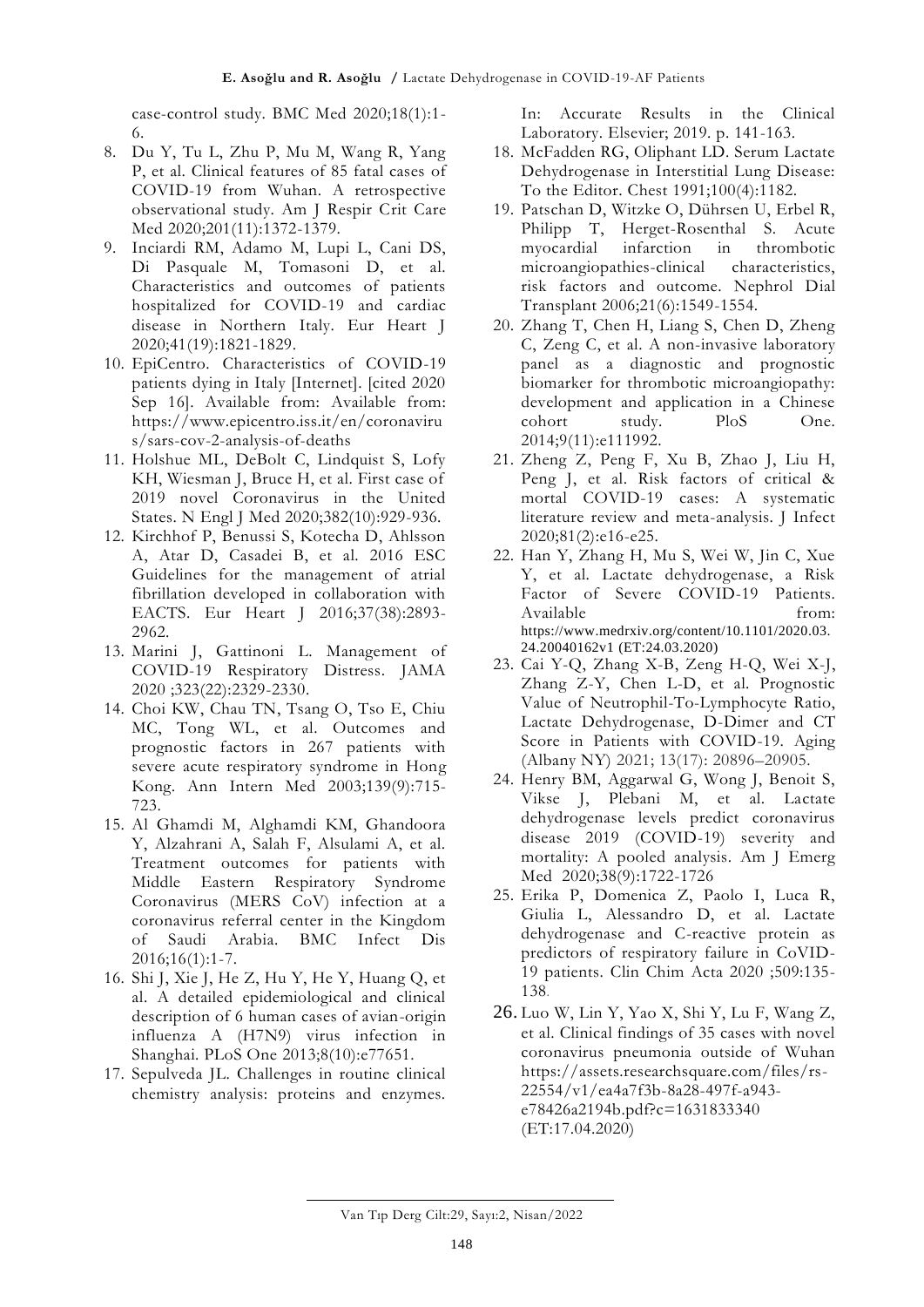case-control study. BMC Med 2020;18(1):1-6.

8. Du Y, Tu L, Zhu P, Mu M, Wang R, Yang P, et al. Clinical features of 85 fatal cases of COVID-19 from Wuhan. A retrospective observational study. Am J Respir Crit Care Med 2020;201(11):1372-1379.
9. Inciardi RM, Adamo M, Lupi L, Cani DS, Di Pasquale M, Tomasoni D, et al. Characteristics and outcomes of patients hospitalized for COVID-19 and cardiac disease in Northern Italy. Eur Heart J 2020;41(19):1821-1829.
10. EpiCentro. Characteristics of COVID-19 patients dying in Italy [Internet]. [cited 2020 Sep 16]. Available from: Available from: https://www.epicentro.iss.it/en/coronavirus/sars-cov-2-analysis-of-deaths
11. Holshue ML, DeBolt C, Lindquist S, Lofy KH, Wiesman J, Bruce H, et al. First case of 2019 novel Coronavirus in the United States. N Engl J Med 2020;382(10):929-936.
12. Kirchhof P, Benussi S, Kotecha D, Ahlsson A, Atar D, Casadei B, et al. 2016 ESC Guidelines for the management of atrial fibrillation developed in collaboration with EACTS. Eur Heart J 2016;37(38):2893-2962.
13. Marini J, Gattinoni L. Management of COVID-19 Respiratory Distress. JAMA 2020 ;323(22):2329-2330.
14. Choi KW, Chau TN, Tsang O, Tso E, Chiu MC, Tong WL, et al. Outcomes and prognostic factors in 267 patients with severe acute respiratory syndrome in Hong Kong. Ann Intern Med 2003;139(9):715-723.
15. Al Ghamdi M, Alghamdi KM, Ghandoora Y, Alzahrani A, Salah F, Alsulami A, et al. Treatment outcomes for patients with Middle Eastern Respiratory Syndrome Coronavirus (MERS CoV) infection at a coronavirus referral center in the Kingdom of Saudi Arabia. BMC Infect Dis 2016;16(1):1-7.
16. Shi J, Xie J, He Z, Hu Y, He Y, Huang Q, et al. A detailed epidemiological and clinical description of 6 human cases of avian-origin influenza A (H7N9) virus infection in Shanghai. PLoS One 2013;8(10):e77651.
17. Sepulveda JL. Challenges in routine clinical chemistry analysis: proteins and enzymes. In: Accurate Results in the Clinical Laboratory. Elsevier; 2019. p. 141-163.
18. McFadden RG, Oliphant LD. Serum Lactate Dehydrogenase in Interstitial Lung Disease: To the Editor. Chest 1991;100(4):1182.
19. Patschan D, Witzke O, Dührsen U, Erbel R, Philipp T, Herget-Rosenthal S. Acute myocardial infarction in thrombotic microangiopathies-clinical characteristics, risk factors and outcome. Nephrol Dial Transplant 2006;21(6):1549-1554.
20. Zhang T, Chen H, Liang S, Chen D, Zheng C, Zeng C, et al. A non-invasive laboratory panel as a diagnostic and prognostic biomarker for thrombotic microangiopathy: development and application in a Chinese cohort study. PloS One. 2014;9(11):e111992.
21. Zheng Z, Peng F, Xu B, Zhao J, Liu H, Peng J, et al. Risk factors of critical & mortal COVID-19 cases: A systematic literature review and meta-analysis. J Infect 2020;81(2):e16-e25.
22. Han Y, Zhang H, Mu S, Wei W, Jin C, Xue Y, et al. Lactate dehydrogenase, a Risk Factor of Severe COVID-19 Patients. Available from: https://www.medrxiv.org/content/10.1101/2020.03.24.20040162v1 (ET:24.03.2020)
23. Cai Y-Q, Zhang X-B, Zeng H-Q, Wei X-J, Zhang Z-Y, Chen L-D, et al. Prognostic Value of Neutrophil-To-Lymphocyte Ratio, Lactate Dehydrogenase, D-Dimer and CT Score in Patients with COVID-19. Aging (Albany NY) 2021; 13(17): 20896–20905.
24. Henry BM, Aggarwal G, Wong J, Benoit S, Vikse J, Plebani M, et al. Lactate dehydrogenase levels predict coronavirus disease 2019 (COVID-19) severity and mortality: A pooled analysis. Am J Emerg Med 2020;38(9):1722-1726
25. Erika P, Domenica Z, Paolo I, Luca R, Giulia L, Alessandro D, et al. Lactate dehydrogenase and C-reactive protein as predictors of respiratory failure in CoVID-19 patients. Clin Chim Acta 2020 ;509:135-138.
26. Luo W, Lin Y, Yao X, Shi Y, Lu F, Wang Z, et al. Clinical findings of 35 cases with novel coronavirus pneumonia outside of Wuhan https://assets.researchsquare.com/files/rs-22554/v1/ea4a7f3b-8a28-497f-a943-e78426a2194b.pdf?c=1631833340 (ET:17.04.2020)